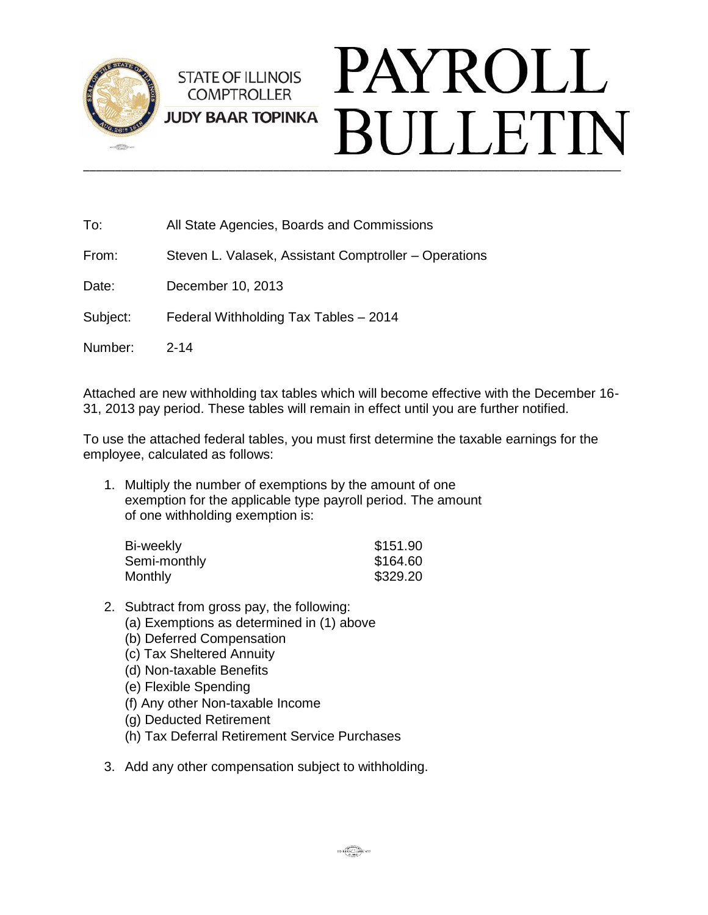STATE OF ILLINOIS
COMPTROLLER
**JUDY BAAR TOPINKA**

# PAYROLL BULLETIN

To: All State Agencies, Boards and Commissions

From: Steven L. Valasek, Assistant Comptroller – Operations

Date: December 10, 2013

Subject: Federal Withholding Tax Tables – 2014

Number: 2-14

Attached are new withholding tax tables which will become effective with the December 16-31, 2013 pay period. These tables will remain in effect until you are further notified.

To use the attached federal tables, you must first determine the taxable earnings for the employee, calculated as follows:

1. Multiply the number of exemptions by the amount of one exemption for the applicable type payroll period. The amount of one withholding exemption is:

| | |
|---|---|
| Bi-weekly | $151.90 |
| Semi-monthly | $164.60 |
| Monthly | $329.20 |

2. Subtract from gross pay, the following:
   (a) Exemptions as determined in (1) above
   (b) Deferred Compensation
   (c) Tax Sheltered Annuity
   (d) Non-taxable Benefits
   (e) Flexible Spending
   (f) Any other Non-taxable Income
   (g) Deducted Retirement
   (h) Tax Deferral Retirement Service Purchases

3. Add any other compensation subject to withholding.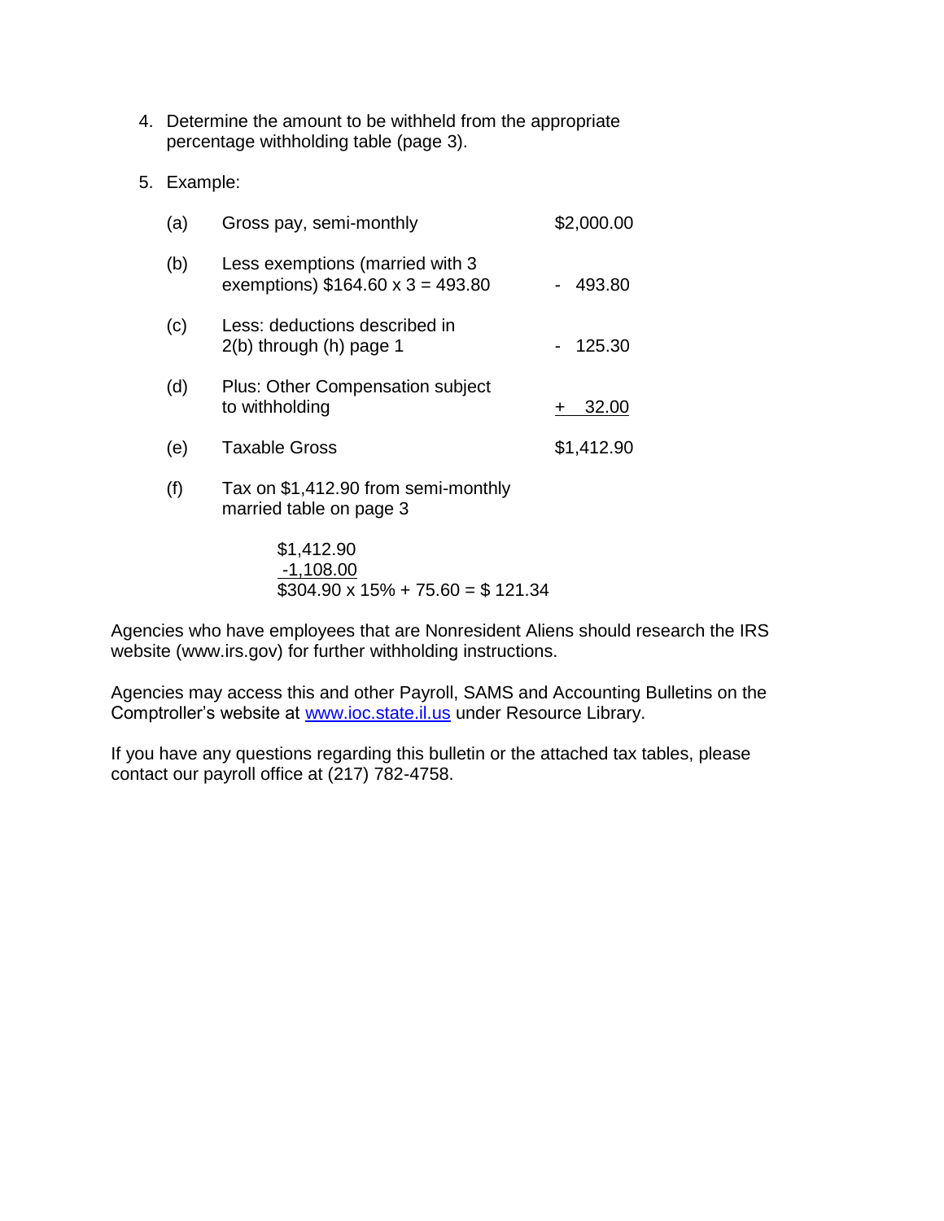4. Determine the amount to be withheld from the appropriate percentage withholding table (page 3).

5. Example:

| | | |
|---|---|---|
| (a) | Gross pay, semi-monthly | $2,000.00 |
| (b) | Less exemptions (married with 3 exemptions) $164.60 x 3 = 493.80 | - 493.80 |
| (c) | Less: deductions described in 2(b) through (h) page 1 | - 125.30 |
| (d) | Plus: Other Compensation subject to withholding | + 32.00 |
| (e) | Taxable Gross | $1,412.90 |

(f) Tax on $1,412.90 from semi-monthly married table on page 3

$1,412.90
-1,108.00
$304.90 x 15% + 75.60 = $ 121.34

Agencies who have employees that are Nonresident Aliens should research the IRS website (www.irs.gov) for further withholding instructions.

Agencies may access this and other Payroll, SAMS and Accounting Bulletins on the Comptroller's website at [www.ioc.state.il.us](http://www.ioc.state.il.us) under Resource Library.

If you have any questions regarding this bulletin or the attached tax tables, please contact our payroll office at (217) 782-4758.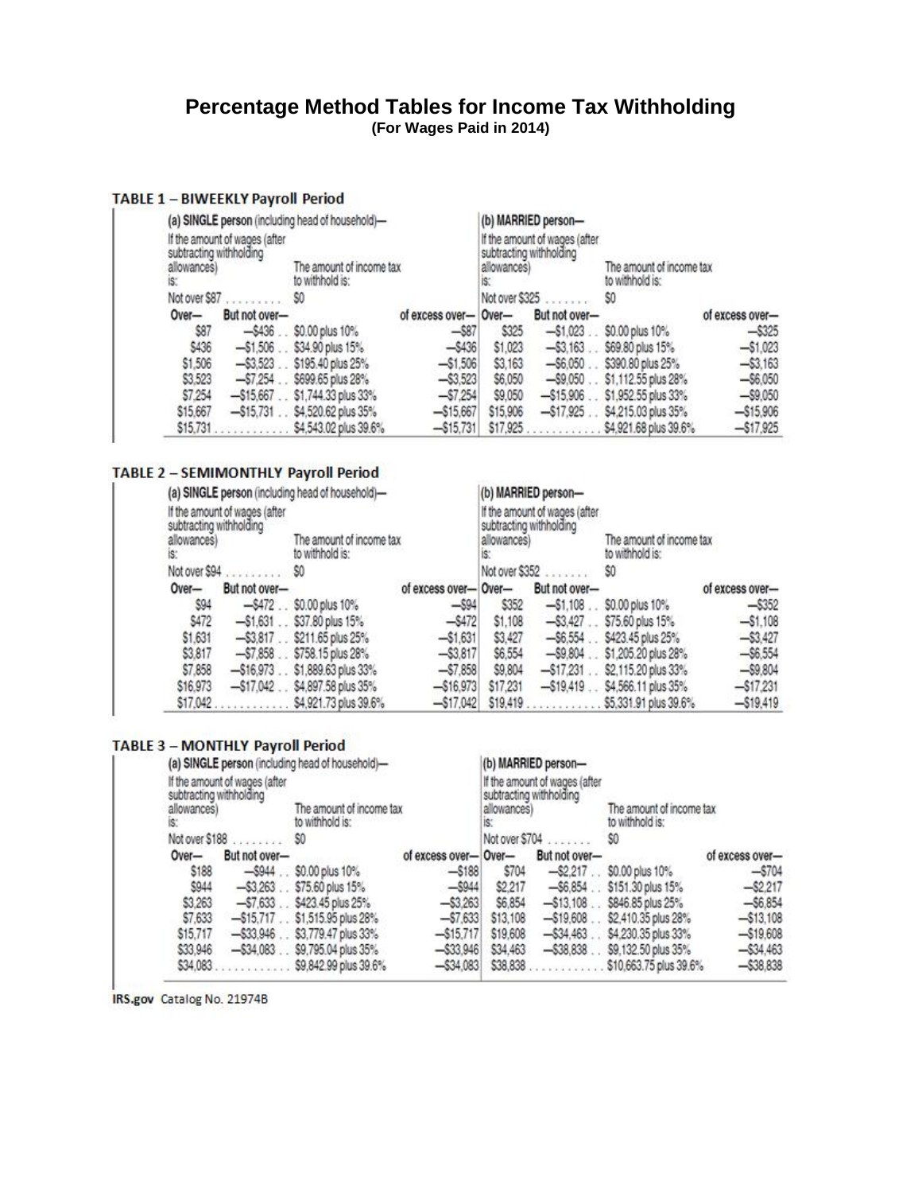# Percentage Method Tables for Income Tax Withholding

**(For Wages Paid in 2014)**

## TABLE 1 – BIWEEKLY Payroll Period

| (a) SINGLE person (including head of household)— | | | | (b) MARRIED person— | | | |
|---|---|---|---|---|---|---|---|
| If the amount of wages (after subtracting withholding allowances) is: | | The amount of income tax to withhold is: | | If the amount of wages (after subtracting withholding allowances) is: | | The amount of income tax to withhold is: | |
| Not over $87 | | $0 | | Not over $325 | | $0 | |
| Over— | But not over— | | of excess over— | Over— | But not over— | | of excess over— |
| $87 | —$436 | $0.00 plus 10% | —$87 | $325 | —$1,023 | $0.00 plus 10% | —$325 |
| $436 | —$1,506 | $34.90 plus 15% | —$436 | $1,023 | —$3,163 | $69.80 plus 15% | —$1,023 |
| $1,506 | —$3,523 | $195.40 plus 25% | —$1,506 | $3,163 | —$6,050 | $390.80 plus 25% | —$3,163 |
| $3,523 | —$7,254 | $699.65 plus 28% | —$3,523 | $6,050 | —$9,050 | $1,112.55 plus 28% | —$6,050 |
| $7,254 | —$15,667 | $1,744.33 plus 33% | —$7,254 | $9,050 | —$15,906 | $1,952.55 plus 33% | —$9,050 |
| $15,667 | —$15,731 | $4,520.62 plus 35% | —$15,667 | $15,906 | —$17,925 | $4,215.03 plus 35% | —$15,906 |
| $15,731 | | $4,543.02 plus 39.6% | —$15,731 | $17,925 | | $4,921.68 plus 39.6% | —$17,925 |

## TABLE 2 – SEMIMONTHLY Payroll Period

| (a) SINGLE person (including head of household)— | | | | (b) MARRIED person— | | | |
|---|---|---|---|---|---|---|---|
| If the amount of wages (after subtracting withholding allowances) is: | | The amount of income tax to withhold is: | | If the amount of wages (after subtracting withholding allowances) is: | | The amount of income tax to withhold is: | |
| Not over $94 | | $0 | | Not over $352 | | $0 | |
| Over— | But not over— | | of excess over— | Over— | But not over— | | of excess over— |
| $94 | —$472 | $0.00 plus 10% | —$94 | $352 | —$1,108 | $0.00 plus 10% | —$352 |
| $472 | —$1,631 | $37.80 plus 15% | —$472 | $1,108 | —$3,427 | $75.60 plus 15% | —$1,108 |
| $1,631 | —$3,817 | $211.65 plus 25% | —$1,631 | $3,427 | —$6,554 | $423.45 plus 25% | —$3,427 |
| $3,817 | —$7,858 | $758.15 plus 28% | —$3,817 | $6,554 | —$9,804 | $1,205.20 plus 28% | —$6,554 |
| $7,858 | —$16,973 | $1,889.63 plus 33% | —$7,858 | $9,804 | —$17,231 | $2,115.20 plus 33% | —$9,804 |
| $16,973 | —$17,042 | $4,897.58 plus 35% | —$16,973 | $17,231 | —$19,419 | $4,566.11 plus 35% | —$17,231 |
| $17,042 | | $4,921.73 plus 39.6% | —$17,042 | $19,419 | | $5,331.91 plus 39.6% | —$19,419 |

## TABLE 3 – MONTHLY Payroll Period

| (a) SINGLE person (including head of household)— | | | | (b) MARRIED person— | | | |
|---|---|---|---|---|---|---|---|
| If the amount of wages (after subtracting withholding allowances) is: | | The amount of income tax to withhold is: | | If the amount of wages (after subtracting withholding allowances) is: | | The amount of income tax to withhold is: | |
| Not over $188 | | $0 | | Not over $704 | | $0 | |
| Over— | But not over— | | of excess over— | Over— | But not over— | | of excess over— |
| $188 | —$944 | $0.00 plus 10% | —$188 | $704 | —$2,217 | $0.00 plus 10% | —$704 |
| $944 | —$3,263 | $75.60 plus 15% | —$944 | $2,217 | —$6,854 | $151.30 plus 15% | —$2,217 |
| $3,263 | —$7,633 | $423.45 plus 25% | —$3,263 | $6,854 | —$13,108 | $846.85 plus 25% | —$6,854 |
| $7,633 | —$15,717 | $1,515.95 plus 28% | —$7,633 | $13,108 | —$19,608 | $2,410.35 plus 28% | —$13,108 |
| $15,717 | —$33,946 | $3,779.47 plus 33% | —$15,717 | $19,608 | —$34,463 | $4,230.35 plus 33% | —$19,608 |
| $33,946 | —$34,083 | $9,795.04 plus 35% | —$33,946 | $34,463 | —$38,838 | $9,132.50 plus 35% | —$34,463 |
| $34,083 | | $9,842.99 plus 39.6% | —$34,083 | $38,838 | | $10,663.75 plus 39.6% | —$38,838 |

**IRS.gov** Catalog No. 21974B